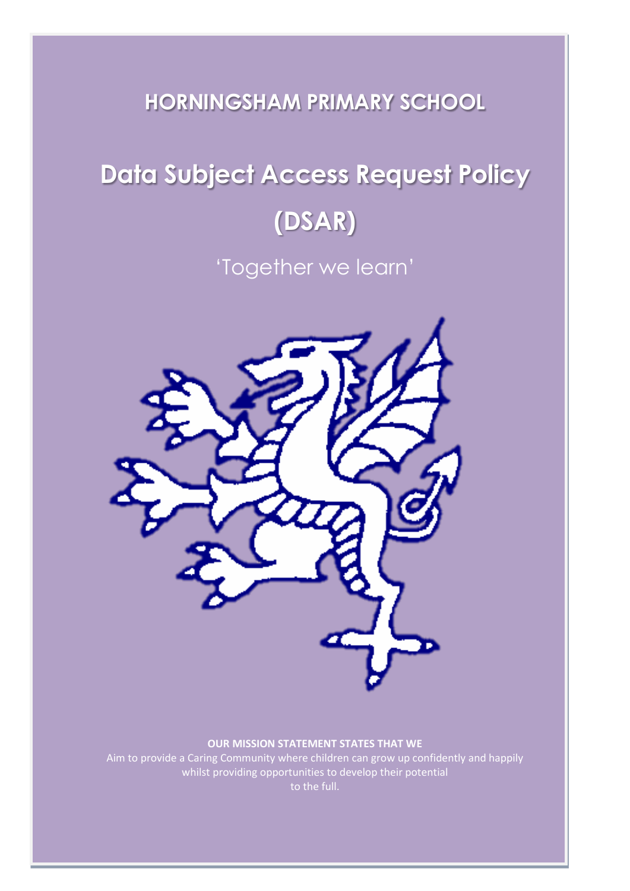## HORNINGSHAM PRIMARY SCHOOL

# Data Subject Access Request Policy (DSAR)

'Together we learn'

**OUR MISSION STATEMENT STATES THAT WE**

Aim to provide a Caring Community where children can grow up confidently and happily whilst providing opportunities to develop their potential to the full.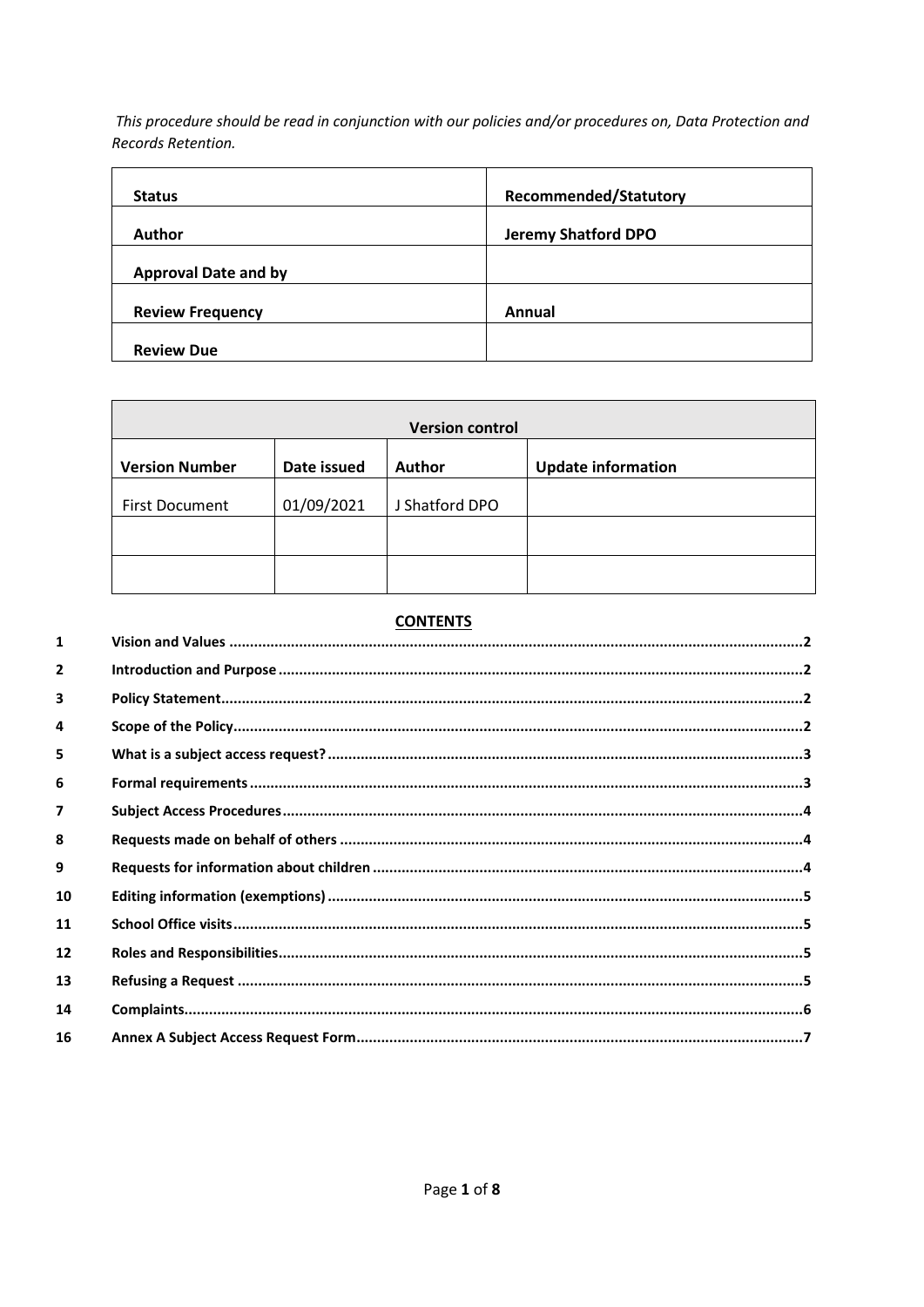*This procedure should be read in conjunction with our policies and/or procedures on, Data Protection and Records Retention.*

| **Status** | **Recommended/Statutory** |
| --- | --- |
| **Author** | **Jeremy Shatford DPO** |
| **Approval Date and by** | |
| **Review Frequency** | **Annual** |
| **Review Due** | |

| **Version control** | | | |
| --- | --- | --- | --- |
| **Version Number** | **Date issued** | **Author** | **Update information** |
| First Document | 01/09/2021 | J Shatford DPO | |
| | | | |
| | | | |

**CONTENTS**

| | | |
| --- | --- | --- |
| 1 | **Vision and Values** | 2 |
| 2 | **Introduction and Purpose** | 2 |
| 3 | **Policy Statement** | 2 |
| 4 | **Scope of the Policy** | 2 |
| 5 | **What is a subject access request?** | 3 |
| 6 | **Formal requirements** | 3 |
| 7 | **Subject Access Procedures** | 4 |
| 8 | **Requests made on behalf of others** | 4 |
| 9 | **Requests for information about children** | 4 |
| 10 | **Editing information (exemptions)** | 5 |
| 11 | **School Office visits** | 5 |
| 12 | **Roles and Responsibilities** | 5 |
| 13 | **Refusing a Request** | 5 |
| 14 | **Complaints** | 6 |
| 16 | **Annex A Subject Access Request Form** | 7 |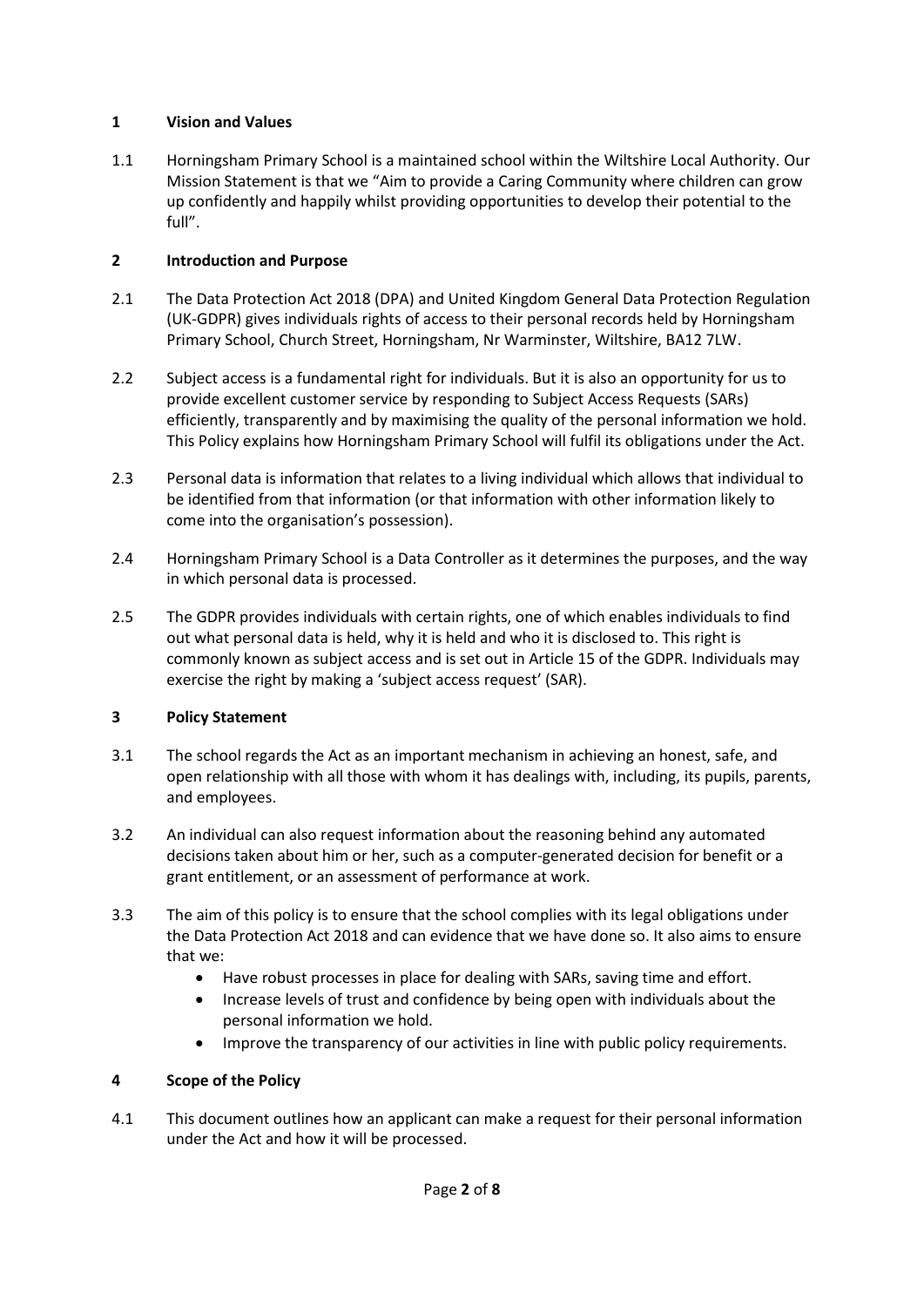## 1 Vision and Values

1.1 Horningsham Primary School is a maintained school within the Wiltshire Local Authority. Our Mission Statement is that we "Aim to provide a Caring Community where children can grow up confidently and happily whilst providing opportunities to develop their potential to the full".

## 2 Introduction and Purpose

2.1 The Data Protection Act 2018 (DPA) and United Kingdom General Data Protection Regulation (UK-GDPR) gives individuals rights of access to their personal records held by Horningsham Primary School, Church Street, Horningsham, Nr Warminster, Wiltshire, BA12 7LW.

2.2 Subject access is a fundamental right for individuals. But it is also an opportunity for us to provide excellent customer service by responding to Subject Access Requests (SARs) efficiently, transparently and by maximising the quality of the personal information we hold. This Policy explains how Horningsham Primary School will fulfil its obligations under the Act.

2.3 Personal data is information that relates to a living individual which allows that individual to be identified from that information (or that information with other information likely to come into the organisation's possession).

2.4 Horningsham Primary School is a Data Controller as it determines the purposes, and the way in which personal data is processed.

2.5 The GDPR provides individuals with certain rights, one of which enables individuals to find out what personal data is held, why it is held and who it is disclosed to. This right is commonly known as subject access and is set out in Article 15 of the GDPR. Individuals may exercise the right by making a 'subject access request' (SAR).

## 3 Policy Statement

3.1 The school regards the Act as an important mechanism in achieving an honest, safe, and open relationship with all those with whom it has dealings with, including, its pupils, parents, and employees.

3.2 An individual can also request information about the reasoning behind any automated decisions taken about him or her, such as a computer-generated decision for benefit or a grant entitlement, or an assessment of performance at work.

3.3 The aim of this policy is to ensure that the school complies with its legal obligations under the Data Protection Act 2018 and can evidence that we have done so. It also aims to ensure that we:

- Have robust processes in place for dealing with SARs, saving time and effort.
- Increase levels of trust and confidence by being open with individuals about the personal information we hold.
- Improve the transparency of our activities in line with public policy requirements.

## 4 Scope of the Policy

4.1 This document outlines how an applicant can make a request for their personal information under the Act and how it will be processed.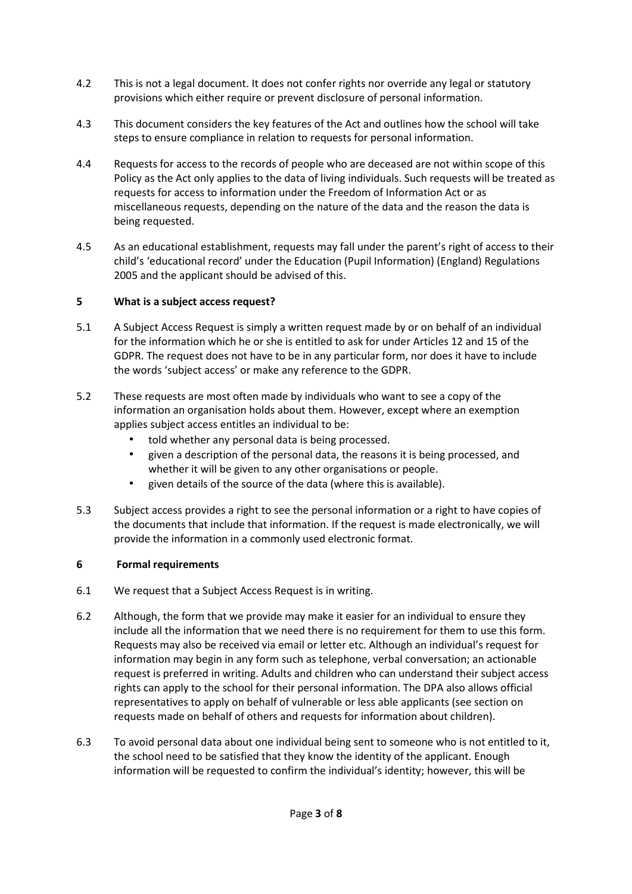4.2 This is not a legal document. It does not confer rights nor override any legal or statutory provisions which either require or prevent disclosure of personal information.

4.3 This document considers the key features of the Act and outlines how the school will take steps to ensure compliance in relation to requests for personal information.

4.4 Requests for access to the records of people who are deceased are not within scope of this Policy as the Act only applies to the data of living individuals. Such requests will be treated as requests for access to information under the Freedom of Information Act or as miscellaneous requests, depending on the nature of the data and the reason the data is being requested.

4.5 As an educational establishment, requests may fall under the parent's right of access to their child's 'educational record' under the Education (Pupil Information) (England) Regulations 2005 and the applicant should be advised of this.

## 5 What is a subject access request?

5.1 A Subject Access Request is simply a written request made by or on behalf of an individual for the information which he or she is entitled to ask for under Articles 12 and 15 of the GDPR. The request does not have to be in any particular form, nor does it have to include the words 'subject access' or make any reference to the GDPR.

5.2 These requests are most often made by individuals who want to see a copy of the information an organisation holds about them. However, except where an exemption applies subject access entitles an individual to be:

- told whether any personal data is being processed.
- given a description of the personal data, the reasons it is being processed, and whether it will be given to any other organisations or people.
- given details of the source of the data (where this is available).

5.3 Subject access provides a right to see the personal information or a right to have copies of the documents that include that information. If the request is made electronically, we will provide the information in a commonly used electronic format.

## 6 Formal requirements

6.1 We request that a Subject Access Request is in writing.

6.2 Although, the form that we provide may make it easier for an individual to ensure they include all the information that we need there is no requirement for them to use this form. Requests may also be received via email or letter etc. Although an individual's request for information may begin in any form such as telephone, verbal conversation; an actionable request is preferred in writing. Adults and children who can understand their subject access rights can apply to the school for their personal information. The DPA also allows official representatives to apply on behalf of vulnerable or less able applicants (see section on requests made on behalf of others and requests for information about children).

6.3 To avoid personal data about one individual being sent to someone who is not entitled to it, the school need to be satisfied that they know the identity of the applicant. Enough information will be requested to confirm the individual's identity; however, this will be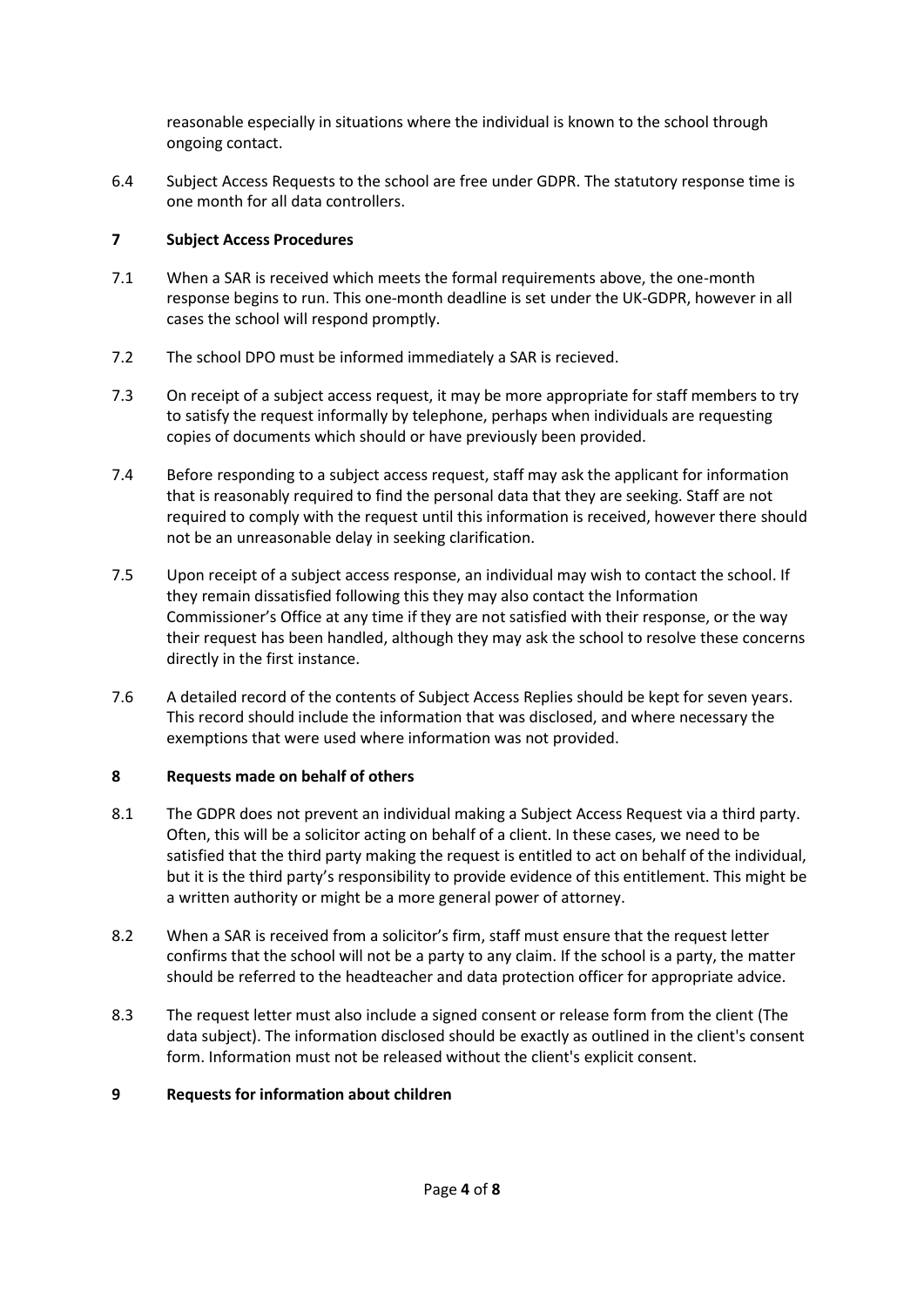reasonable especially in situations where the individual is known to the school through ongoing contact.

6.4 Subject Access Requests to the school are free under GDPR. The statutory response time is one month for all data controllers.

## 7 Subject Access Procedures

7.1 When a SAR is received which meets the formal requirements above, the one-month response begins to run. This one-month deadline is set under the UK-GDPR, however in all cases the school will respond promptly.

7.2 The school DPO must be informed immediately a SAR is recieved.

7.3 On receipt of a subject access request, it may be more appropriate for staff members to try to satisfy the request informally by telephone, perhaps when individuals are requesting copies of documents which should or have previously been provided.

7.4 Before responding to a subject access request, staff may ask the applicant for information that is reasonably required to find the personal data that they are seeking. Staff are not required to comply with the request until this information is received, however there should not be an unreasonable delay in seeking clarification.

7.5 Upon receipt of a subject access response, an individual may wish to contact the school. If they remain dissatisfied following this they may also contact the Information Commissioner's Office at any time if they are not satisfied with their response, or the way their request has been handled, although they may ask the school to resolve these concerns directly in the first instance.

7.6 A detailed record of the contents of Subject Access Replies should be kept for seven years. This record should include the information that was disclosed, and where necessary the exemptions that were used where information was not provided.

## 8 Requests made on behalf of others

8.1 The GDPR does not prevent an individual making a Subject Access Request via a third party. Often, this will be a solicitor acting on behalf of a client. In these cases, we need to be satisfied that the third party making the request is entitled to act on behalf of the individual, but it is the third party's responsibility to provide evidence of this entitlement. This might be a written authority or might be a more general power of attorney.

8.2 When a SAR is received from a solicitor's firm, staff must ensure that the request letter confirms that the school will not be a party to any claim. If the school is a party, the matter should be referred to the headteacher and data protection officer for appropriate advice.

8.3 The request letter must also include a signed consent or release form from the client (The data subject). The information disclosed should be exactly as outlined in the client's consent form. Information must not be released without the client's explicit consent.

## 9 Requests for information about children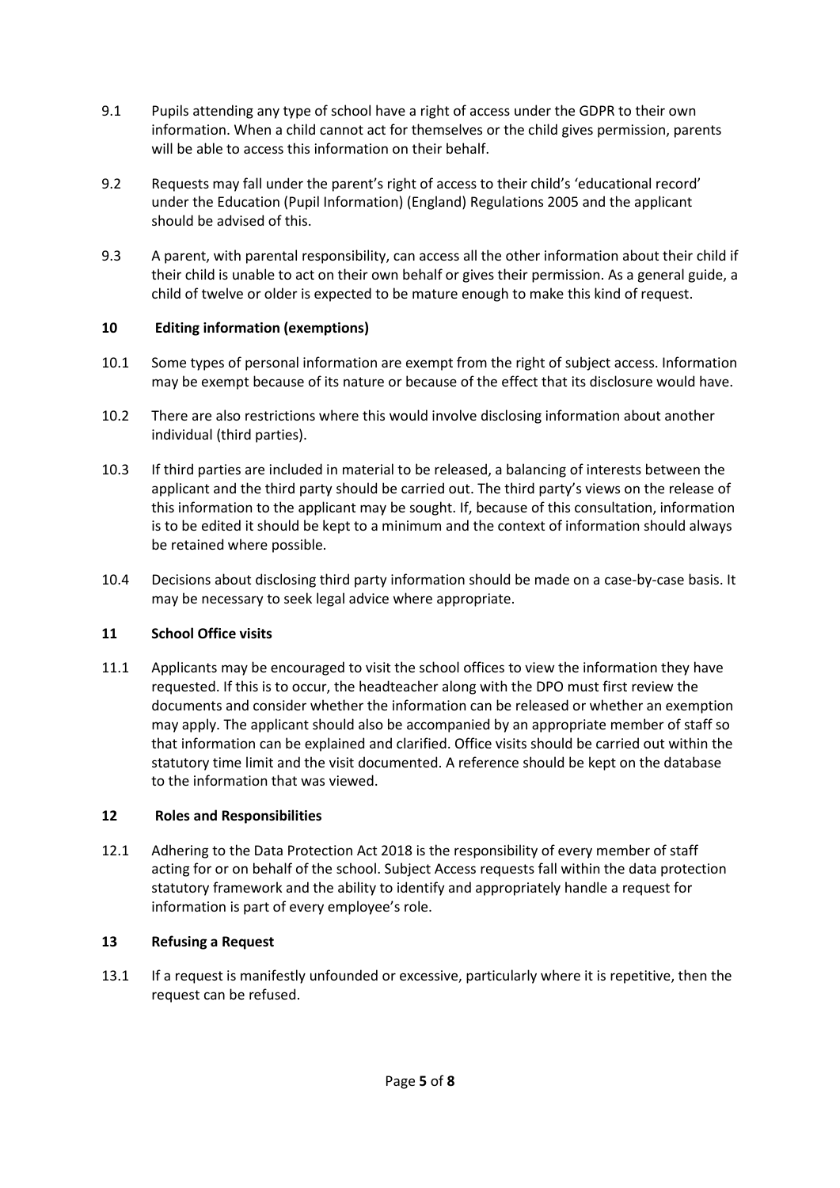9.1 Pupils attending any type of school have a right of access under the GDPR to their own information. When a child cannot act for themselves or the child gives permission, parents will be able to access this information on their behalf.

9.2 Requests may fall under the parent's right of access to their child's 'educational record' under the Education (Pupil Information) (England) Regulations 2005 and the applicant should be advised of this.

9.3 A parent, with parental responsibility, can access all the other information about their child if their child is unable to act on their own behalf or gives their permission. As a general guide, a child of twelve or older is expected to be mature enough to make this kind of request.

## 10 Editing information (exemptions)

10.1 Some types of personal information are exempt from the right of subject access. Information may be exempt because of its nature or because of the effect that its disclosure would have.

10.2 There are also restrictions where this would involve disclosing information about another individual (third parties).

10.3 If third parties are included in material to be released, a balancing of interests between the applicant and the third party should be carried out. The third party's views on the release of this information to the applicant may be sought. If, because of this consultation, information is to be edited it should be kept to a minimum and the context of information should always be retained where possible.

10.4 Decisions about disclosing third party information should be made on a case-by-case basis. It may be necessary to seek legal advice where appropriate.

## 11 School Office visits

11.1 Applicants may be encouraged to visit the school offices to view the information they have requested. If this is to occur, the headteacher along with the DPO must first review the documents and consider whether the information can be released or whether an exemption may apply. The applicant should also be accompanied by an appropriate member of staff so that information can be explained and clarified. Office visits should be carried out within the statutory time limit and the visit documented. A reference should be kept on the database to the information that was viewed.

## 12 Roles and Responsibilities

12.1 Adhering to the Data Protection Act 2018 is the responsibility of every member of staff acting for or on behalf of the school. Subject Access requests fall within the data protection statutory framework and the ability to identify and appropriately handle a request for information is part of every employee's role.

## 13 Refusing a Request

13.1 If a request is manifestly unfounded or excessive, particularly where it is repetitive, then the request can be refused.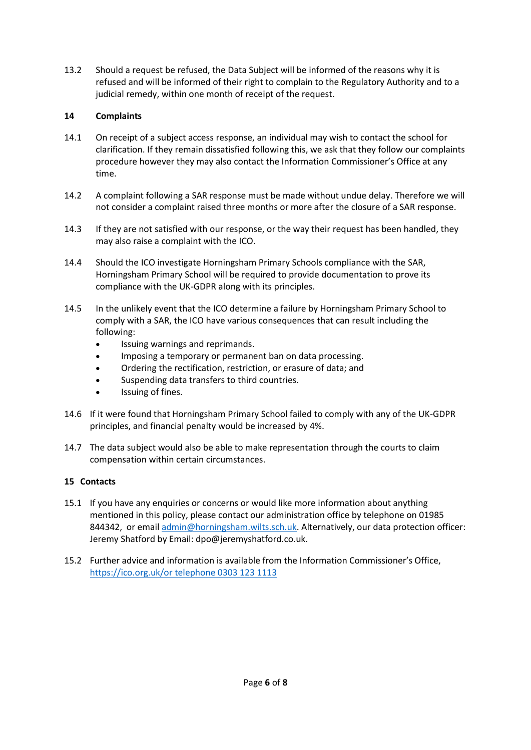13.2 Should a request be refused, the Data Subject will be informed of the reasons why it is refused and will be informed of their right to complain to the Regulatory Authority and to a judicial remedy, within one month of receipt of the request.

## 14 Complaints

14.1 On receipt of a subject access response, an individual may wish to contact the school for clarification. If they remain dissatisfied following this, we ask that they follow our complaints procedure however they may also contact the Information Commissioner's Office at any time.

14.2 A complaint following a SAR response must be made without undue delay. Therefore we will not consider a complaint raised three months or more after the closure of a SAR response.

14.3 If they are not satisfied with our response, or the way their request has been handled, they may also raise a complaint with the ICO.

14.4 Should the ICO investigate Horningsham Primary Schools compliance with the SAR, Horningsham Primary School will be required to provide documentation to prove its compliance with the UK-GDPR along with its principles.

14.5 In the unlikely event that the ICO determine a failure by Horningsham Primary School to comply with a SAR, the ICO have various consequences that can result including the following:

- Issuing warnings and reprimands.
- Imposing a temporary or permanent ban on data processing.
- Ordering the rectification, restriction, or erasure of data; and
- Suspending data transfers to third countries.
- Issuing of fines.

14.6 If it were found that Horningsham Primary School failed to comply with any of the UK-GDPR principles, and financial penalty would be increased by 4%.

14.7 The data subject would also be able to make representation through the courts to claim compensation within certain circumstances.

## 15 Contacts

15.1 If you have any enquiries or concerns or would like more information about anything mentioned in this policy, please contact our administration office by telephone on 01985 844342, or email admin@horningsham.wilts.sch.uk. Alternatively, our data protection officer: Jeremy Shatford by Email: dpo@jeremyshatford.co.uk.

15.2 Further advice and information is available from the Information Commissioner's Office, https://ico.org.uk/or telephone 0303 123 1113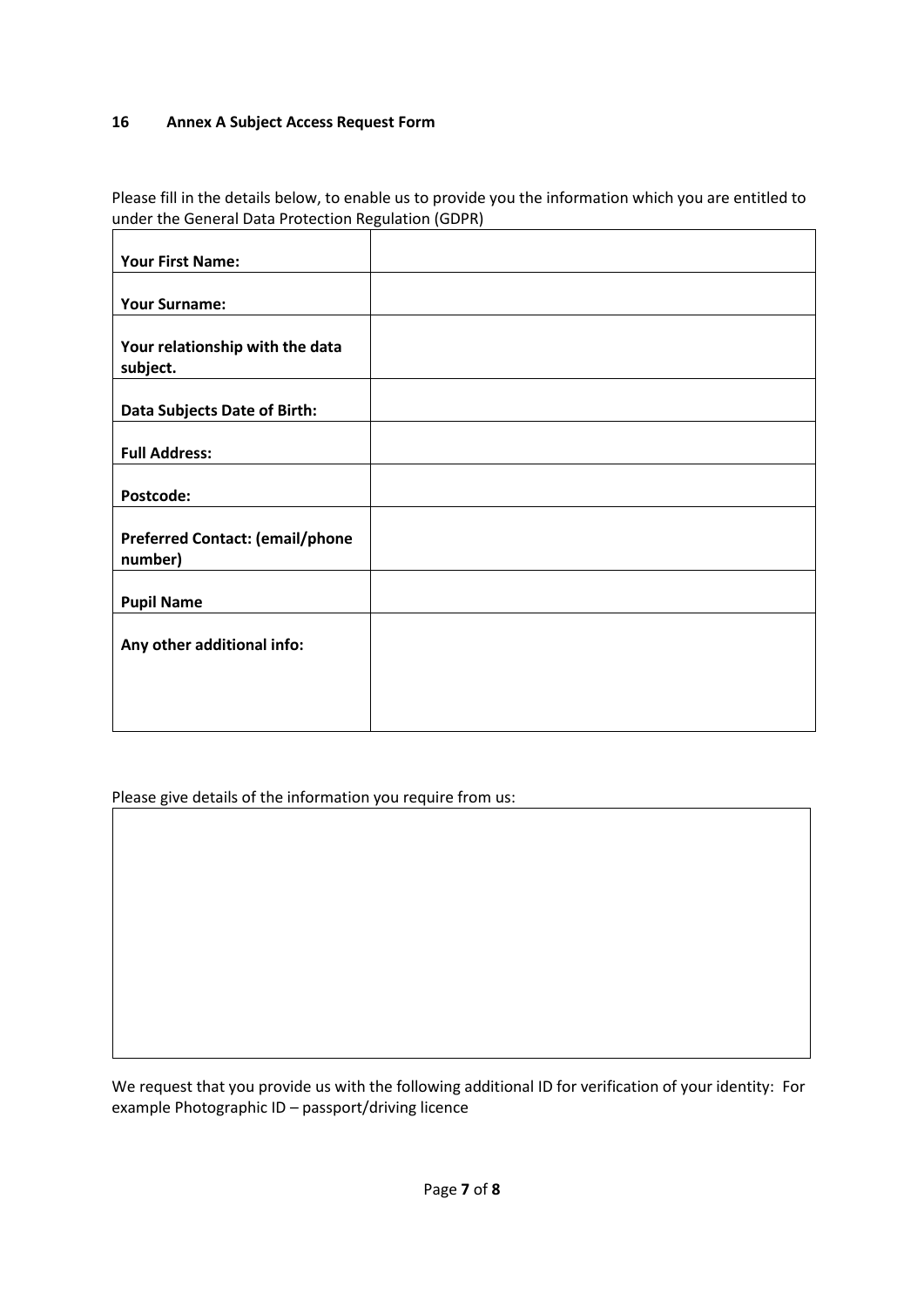## 16 Annex A Subject Access Request Form

Please fill in the details below, to enable us to provide you the information which you are entitled to under the General Data Protection Regulation (GDPR)

| | |
|---|---|
| **Your First Name:** | |
| **Your Surname:** | |
| **Your relationship with the data subject.** | |
| **Data Subjects Date of Birth:** | |
| **Full Address:** | |
| **Postcode:** | |
| **Preferred Contact: (email/phone number)** | |
| **Pupil Name** | |
| **Any other additional info:** | |

Please give details of the information you require from us:

| |
|---|
| |

We request that you provide us with the following additional ID for verification of your identity: For example Photographic ID – passport/driving licence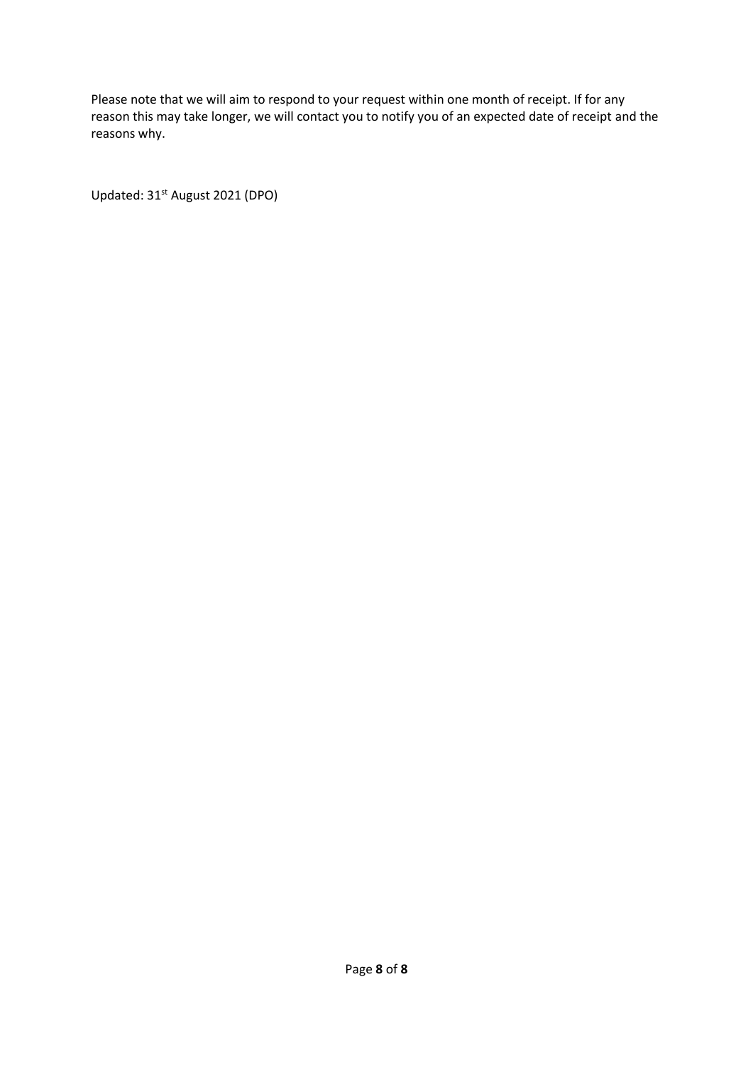Please note that we will aim to respond to your request within one month of receipt. If for any reason this may take longer, we will contact you to notify you of an expected date of receipt and the reasons why.

Updated: 31st August 2021 (DPO)